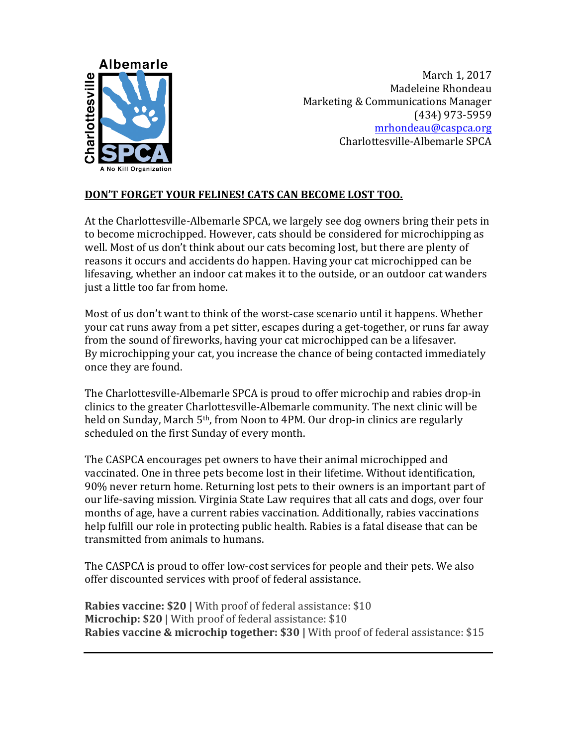Albemarle
Charlottesville
SPCA
A No Kill Organization

March 1, 2017
Madeleine Rhondeau
Marketing & Communications Manager
(434) 973-5959
mrhondeau@caspca.org
Charlottesville-Albemarle SPCA

**DON'T FORGET YOUR FELINES! CATS CAN BECOME LOST TOO.**

At the Charlottesville-Albemarle SPCA, we largely see dog owners bring their pets in to become microchipped. However, cats should be considered for microchipping as well. Most of us don't think about our cats becoming lost, but there are plenty of reasons it occurs and accidents do happen. Having your cat microchipped can be lifesaving, whether an indoor cat makes it to the outside, or an outdoor cat wanders just a little too far from home.

Most of us don't want to think of the worst-case scenario until it happens. Whether your cat runs away from a pet sitter, escapes during a get-together, or runs far away from the sound of fireworks, having your cat microchipped can be a lifesaver. By microchipping your cat, you increase the chance of being contacted immediately once they are found.

The Charlottesville-Albemarle SPCA is proud to offer microchip and rabies drop-in clinics to the greater Charlottesville-Albemarle community. The next clinic will be held on Sunday, March 5th, from Noon to 4PM. Our drop-in clinics are regularly scheduled on the first Sunday of every month.

The CASPCA encourages pet owners to have their animal microchipped and vaccinated. One in three pets become lost in their lifetime. Without identification, 90% never return home. Returning lost pets to their owners is an important part of our life-saving mission. Virginia State Law requires that all cats and dogs, over four months of age, have a current rabies vaccination. Additionally, rabies vaccinations help fulfill our role in protecting public health. Rabies is a fatal disease that can be transmitted from animals to humans.

The CASPCA is proud to offer low-cost services for people and their pets. We also offer discounted services with proof of federal assistance.

**Rabies vaccine: $20 |** With proof of federal assistance: $10
**Microchip: $20** | With proof of federal assistance: $10
**Rabies vaccine & microchip together: $30 |** With proof of federal assistance: $15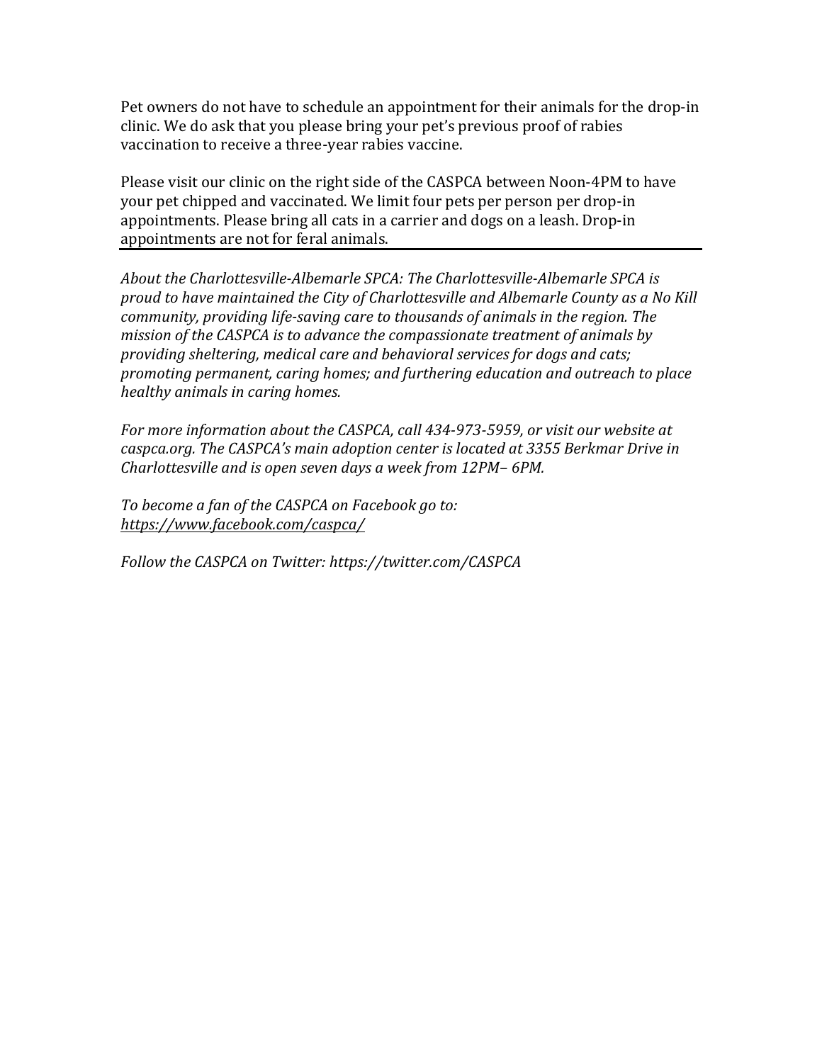Pet owners do not have to schedule an appointment for their animals for the drop-in clinic. We do ask that you please bring your pet's previous proof of rabies vaccination to receive a three-year rabies vaccine.

Please visit our clinic on the right side of the CASPCA between Noon-4PM to have your pet chipped and vaccinated. We limit four pets per person per drop-in appointments. Please bring all cats in a carrier and dogs on a leash. Drop-in appointments are not for feral animals.

---

*About the Charlottesville-Albemarle SPCA: The Charlottesville-Albemarle SPCA is proud to have maintained the City of Charlottesville and Albemarle County as a No Kill community, providing life-saving care to thousands of animals in the region. The mission of the CASPCA is to advance the compassionate treatment of animals by providing sheltering, medical care and behavioral services for dogs and cats; promoting permanent, caring homes; and furthering education and outreach to place healthy animals in caring homes.*

*For more information about the CASPCA, call 434-973-5959, or visit our website at caspca.org. The CASPCA's main adoption center is located at 3355 Berkmar Drive in Charlottesville and is open seven days a week from 12PM– 6PM.*

*To become a fan of the CASPCA on Facebook go to: https://www.facebook.com/caspca/*

*Follow the CASPCA on Twitter: https://twitter.com/CASPCA*